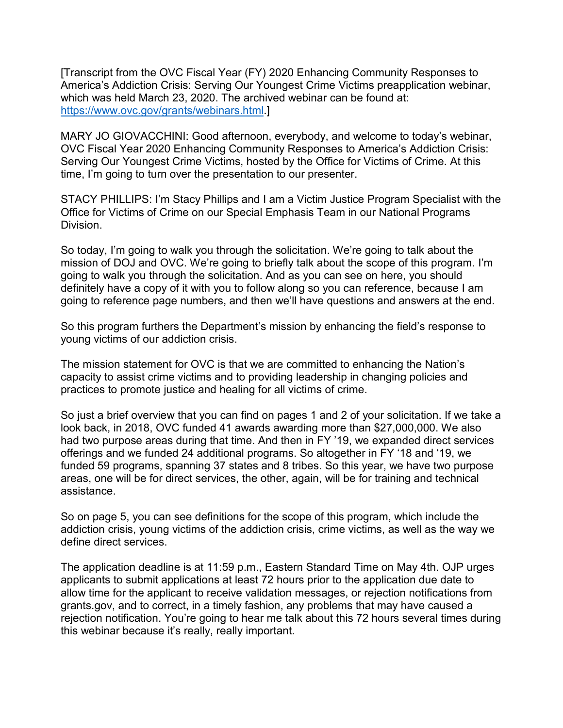[Transcript from the OVC Fiscal Year (FY) 2020 Enhancing Community Responses to America's Addiction Crisis: Serving Our Youngest Crime Victims preapplication webinar, which was held March 23, 2020. The archived webinar can be found at: https://www.ovc.gov/grants/webinars.html.]

MARY JO GIOVACCHINI: Good afternoon, everybody, and welcome to today's webinar, OVC Fiscal Year 2020 Enhancing Community Responses to America's Addiction Crisis: Serving Our Youngest Crime Victims, hosted by the Office for Victims of Crime. At this time, I'm going to turn over the presentation to our presenter.

STACY PHILLIPS: I'm Stacy Phillips and I am a Victim Justice Program Specialist with the Office for Victims of Crime on our Special Emphasis Team in our National Programs Division.

So today, I'm going to walk you through the solicitation. We're going to talk about the mission of DOJ and OVC. We're going to briefly talk about the scope of this program. I'm going to walk you through the solicitation. And as you can see on here, you should definitely have a copy of it with you to follow along so you can reference, because I am going to reference page numbers, and then we'll have questions and answers at the end.

So this program furthers the Department's mission by enhancing the field's response to young victims of our addiction crisis.

The mission statement for OVC is that we are committed to enhancing the Nation's capacity to assist crime victims and to providing leadership in changing policies and practices to promote justice and healing for all victims of crime.

So just a brief overview that you can find on pages 1 and 2 of your solicitation. If we take a look back, in 2018, OVC funded 41 awards awarding more than $27,000,000. We also had two purpose areas during that time. And then in FY '19, we expanded direct services offerings and we funded 24 additional programs. So altogether in FY '18 and '19, we funded 59 programs, spanning 37 states and 8 tribes. So this year, we have two purpose areas, one will be for direct services, the other, again, will be for training and technical assistance.

So on page 5, you can see definitions for the scope of this program, which include the addiction crisis, young victims of the addiction crisis, crime victims, as well as the way we define direct services.

The application deadline is at 11:59 p.m., Eastern Standard Time on May 4th. OJP urges applicants to submit applications at least 72 hours prior to the application due date to allow time for the applicant to receive validation messages, or rejection notifications from grants.gov, and to correct, in a timely fashion, any problems that may have caused a rejection notification. You're going to hear me talk about this 72 hours several times during this webinar because it's really, really important.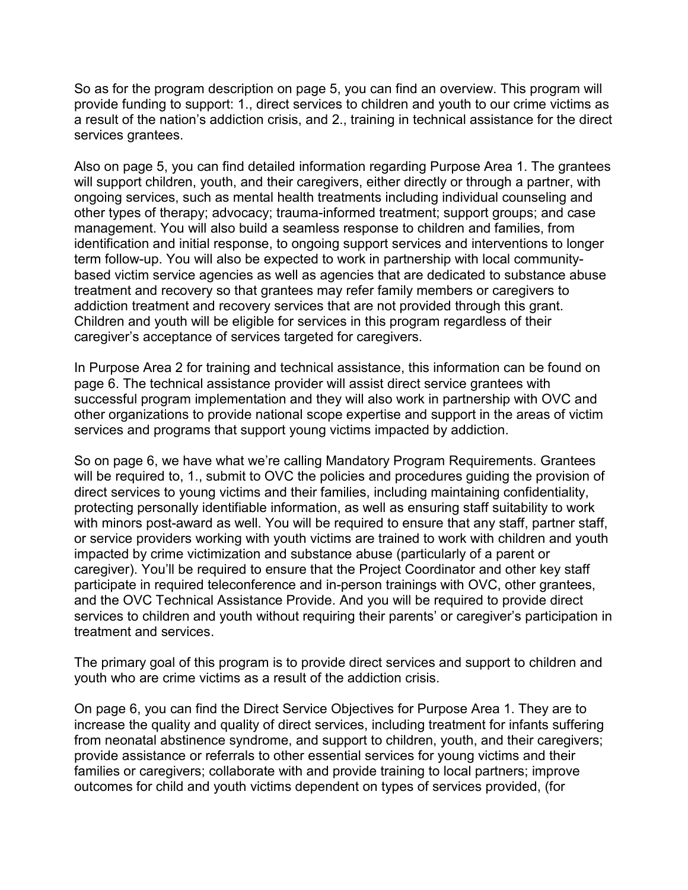So as for the program description on page 5, you can find an overview. This program will provide funding to support: 1., direct services to children and youth to our crime victims as a result of the nation's addiction crisis, and 2., training in technical assistance for the direct services grantees.

Also on page 5, you can find detailed information regarding Purpose Area 1. The grantees will support children, youth, and their caregivers, either directly or through a partner, with ongoing services, such as mental health treatments including individual counseling and other types of therapy; advocacy; trauma-informed treatment; support groups; and case management. You will also build a seamless response to children and families, from identification and initial response, to ongoing support services and interventions to longer term follow-up. You will also be expected to work in partnership with local community-based victim service agencies as well as agencies that are dedicated to substance abuse treatment and recovery so that grantees may refer family members or caregivers to addiction treatment and recovery services that are not provided through this grant. Children and youth will be eligible for services in this program regardless of their caregiver's acceptance of services targeted for caregivers.

In Purpose Area 2 for training and technical assistance, this information can be found on page 6. The technical assistance provider will assist direct service grantees with successful program implementation and they will also work in partnership with OVC and other organizations to provide national scope expertise and support in the areas of victim services and programs that support young victims impacted by addiction.

So on page 6, we have what we're calling Mandatory Program Requirements. Grantees will be required to, 1., submit to OVC the policies and procedures guiding the provision of direct services to young victims and their families, including maintaining confidentiality, protecting personally identifiable information, as well as ensuring staff suitability to work with minors post-award as well. You will be required to ensure that any staff, partner staff, or service providers working with youth victims are trained to work with children and youth impacted by crime victimization and substance abuse (particularly of a parent or caregiver). You'll be required to ensure that the Project Coordinator and other key staff participate in required teleconference and in-person trainings with OVC, other grantees, and the OVC Technical Assistance Provide. And you will be required to provide direct services to children and youth without requiring their parents' or caregiver's participation in treatment and services.

The primary goal of this program is to provide direct services and support to children and youth who are crime victims as a result of the addiction crisis.

On page 6, you can find the Direct Service Objectives for Purpose Area 1. They are to increase the quality and quality of direct services, including treatment for infants suffering from neonatal abstinence syndrome, and support to children, youth, and their caregivers; provide assistance or referrals to other essential services for young victims and their families or caregivers; collaborate with and provide training to local partners; improve outcomes for child and youth victims dependent on types of services provided, (for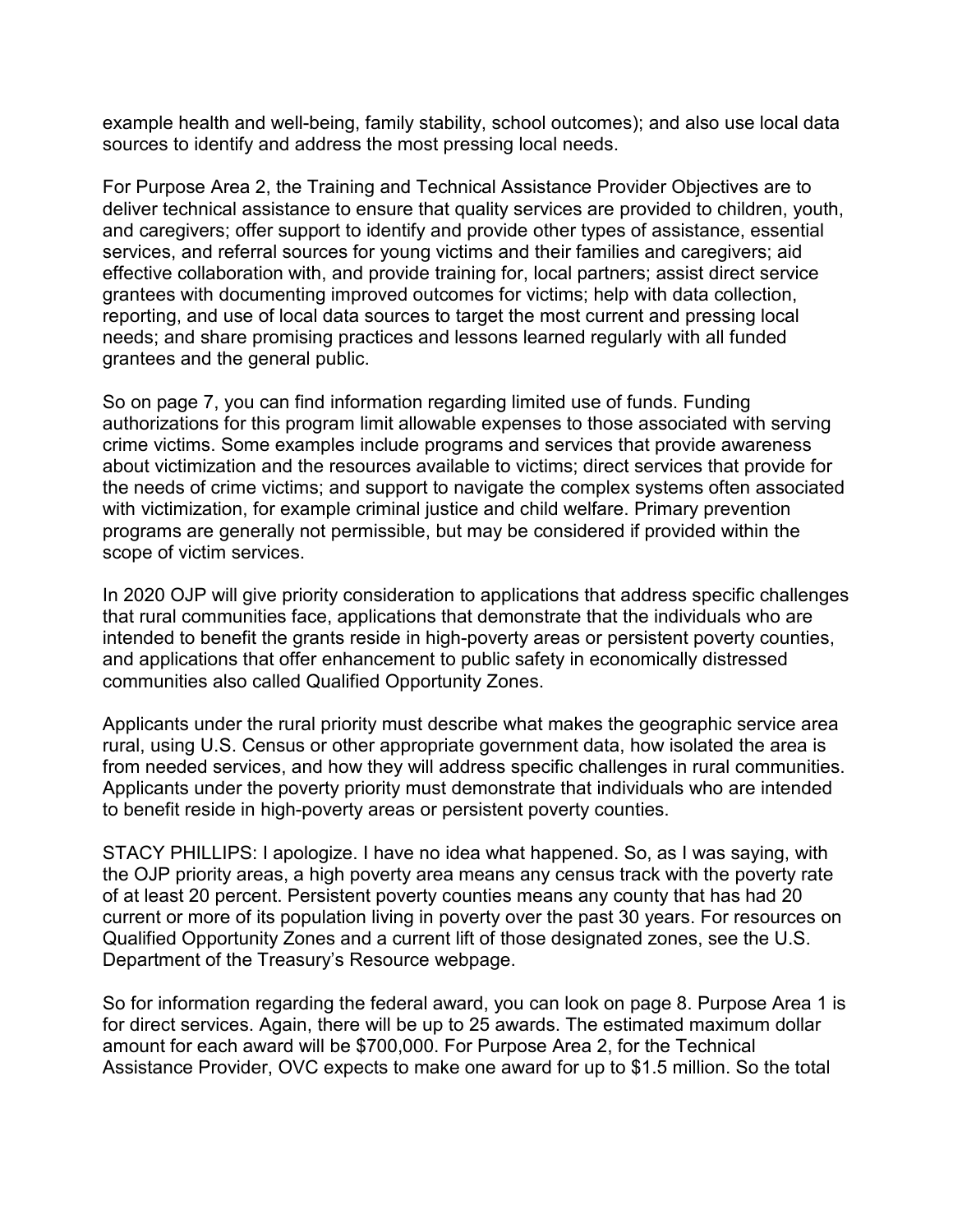example health and well-being, family stability, school outcomes); and also use local data sources to identify and address the most pressing local needs.

For Purpose Area 2, the Training and Technical Assistance Provider Objectives are to deliver technical assistance to ensure that quality services are provided to children, youth, and caregivers; offer support to identify and provide other types of assistance, essential services, and referral sources for young victims and their families and caregivers; aid effective collaboration with, and provide training for, local partners; assist direct service grantees with documenting improved outcomes for victims; help with data collection, reporting, and use of local data sources to target the most current and pressing local needs; and share promising practices and lessons learned regularly with all funded grantees and the general public.

So on page 7, you can find information regarding limited use of funds. Funding authorizations for this program limit allowable expenses to those associated with serving crime victims. Some examples include programs and services that provide awareness about victimization and the resources available to victims; direct services that provide for the needs of crime victims; and support to navigate the complex systems often associated with victimization, for example criminal justice and child welfare. Primary prevention programs are generally not permissible, but may be considered if provided within the scope of victim services.

In 2020 OJP will give priority consideration to applications that address specific challenges that rural communities face, applications that demonstrate that the individuals who are intended to benefit the grants reside in high-poverty areas or persistent poverty counties, and applications that offer enhancement to public safety in economically distressed communities also called Qualified Opportunity Zones.

Applicants under the rural priority must describe what makes the geographic service area rural, using U.S. Census or other appropriate government data, how isolated the area is from needed services, and how they will address specific challenges in rural communities. Applicants under the poverty priority must demonstrate that individuals who are intended to benefit reside in high-poverty areas or persistent poverty counties.

STACY PHILLIPS: I apologize. I have no idea what happened. So, as I was saying, with the OJP priority areas, a high poverty area means any census track with the poverty rate of at least 20 percent. Persistent poverty counties means any county that has had 20 current or more of its population living in poverty over the past 30 years. For resources on Qualified Opportunity Zones and a current lift of those designated zones, see the U.S. Department of the Treasury's Resource webpage.

So for information regarding the federal award, you can look on page 8. Purpose Area 1 is for direct services. Again, there will be up to 25 awards. The estimated maximum dollar amount for each award will be $700,000. For Purpose Area 2, for the Technical Assistance Provider, OVC expects to make one award for up to $1.5 million. So the total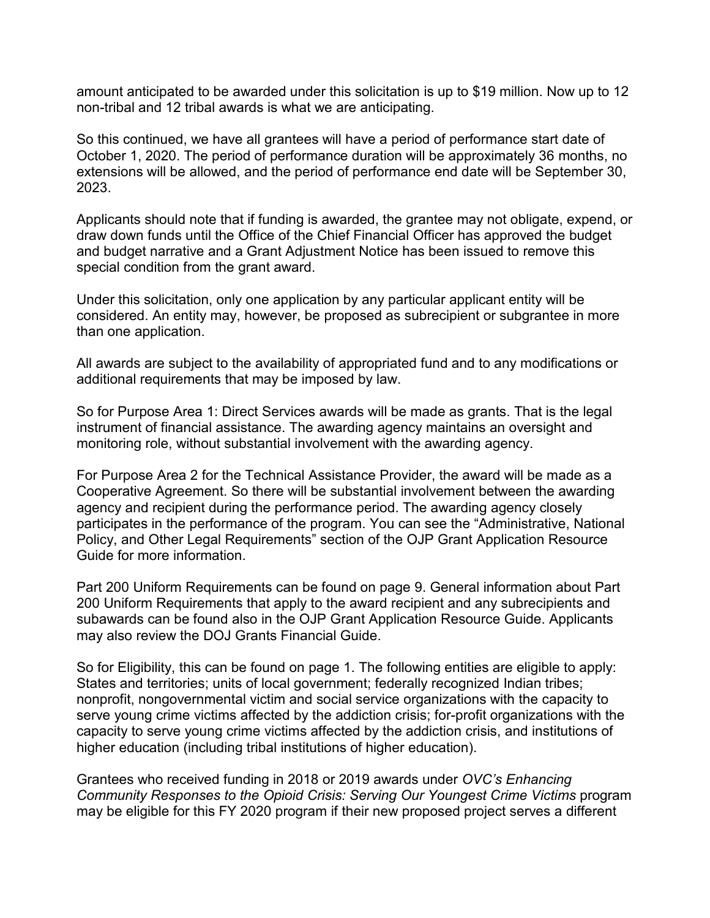amount anticipated to be awarded under this solicitation is up to $19 million. Now up to 12 non-tribal and 12 tribal awards is what we are anticipating.

So this continued, we have all grantees will have a period of performance start date of October 1, 2020. The period of performance duration will be approximately 36 months, no extensions will be allowed, and the period of performance end date will be September 30, 2023.

Applicants should note that if funding is awarded, the grantee may not obligate, expend, or draw down funds until the Office of the Chief Financial Officer has approved the budget and budget narrative and a Grant Adjustment Notice has been issued to remove this special condition from the grant award.

Under this solicitation, only one application by any particular applicant entity will be considered. An entity may, however, be proposed as subrecipient or subgrantee in more than one application.

All awards are subject to the availability of appropriated fund and to any modifications or additional requirements that may be imposed by law.

So for Purpose Area 1: Direct Services awards will be made as grants. That is the legal instrument of financial assistance. The awarding agency maintains an oversight and monitoring role, without substantial involvement with the awarding agency.

For Purpose Area 2 for the Technical Assistance Provider, the award will be made as a Cooperative Agreement. So there will be substantial involvement between the awarding agency and recipient during the performance period. The awarding agency closely participates in the performance of the program. You can see the "Administrative, National Policy, and Other Legal Requirements" section of the OJP Grant Application Resource Guide for more information.

Part 200 Uniform Requirements can be found on page 9. General information about Part 200 Uniform Requirements that apply to the award recipient and any subrecipients and subawards can be found also in the OJP Grant Application Resource Guide. Applicants may also review the DOJ Grants Financial Guide.

So for Eligibility, this can be found on page 1. The following entities are eligible to apply: States and territories; units of local government; federally recognized Indian tribes; nonprofit, nongovernmental victim and social service organizations with the capacity to serve young crime victims affected by the addiction crisis; for-profit organizations with the capacity to serve young crime victims affected by the addiction crisis, and institutions of higher education (including tribal institutions of higher education).

Grantees who received funding in 2018 or 2019 awards under *OVC's Enhancing Community Responses to the Opioid Crisis: Serving Our Youngest Crime Victims* program may be eligible for this FY 2020 program if their new proposed project serves a different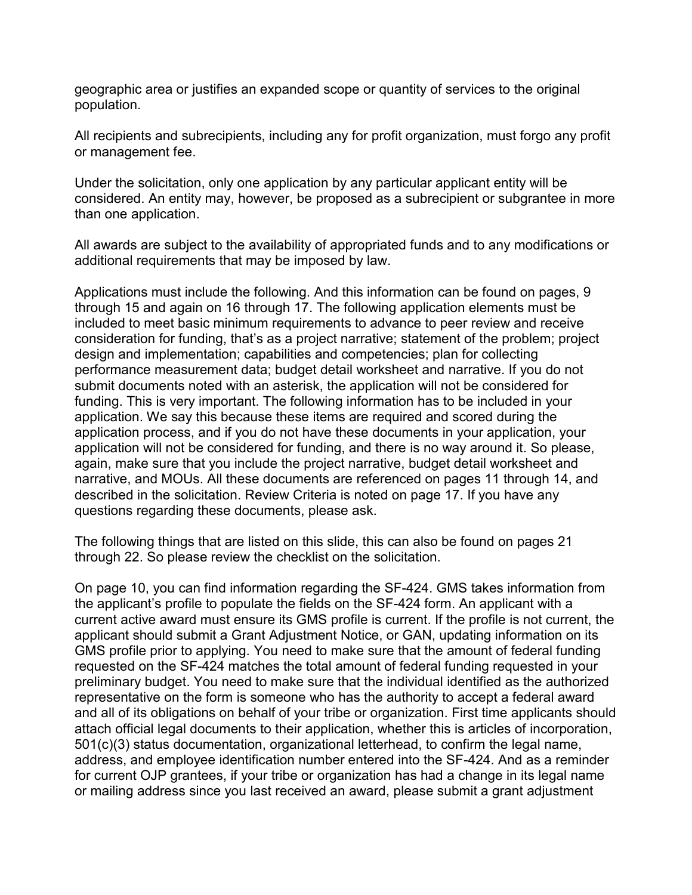geographic area or justifies an expanded scope or quantity of services to the original population.

All recipients and subrecipients, including any for profit organization, must forgo any profit or management fee.

Under the solicitation, only one application by any particular applicant entity will be considered. An entity may, however, be proposed as a subrecipient or subgrantee in more than one application.

All awards are subject to the availability of appropriated funds and to any modifications or additional requirements that may be imposed by law.

Applications must include the following. And this information can be found on pages, 9 through 15 and again on 16 through 17. The following application elements must be included to meet basic minimum requirements to advance to peer review and receive consideration for funding, that's as a project narrative; statement of the problem; project design and implementation; capabilities and competencies; plan for collecting performance measurement data; budget detail worksheet and narrative. If you do not submit documents noted with an asterisk, the application will not be considered for funding. This is very important. The following information has to be included in your application. We say this because these items are required and scored during the application process, and if you do not have these documents in your application, your application will not be considered for funding, and there is no way around it. So please, again, make sure that you include the project narrative, budget detail worksheet and narrative, and MOUs. All these documents are referenced on pages 11 through 14, and described in the solicitation. Review Criteria is noted on page 17. If you have any questions regarding these documents, please ask.

The following things that are listed on this slide, this can also be found on pages 21 through 22. So please review the checklist on the solicitation.

On page 10, you can find information regarding the SF-424. GMS takes information from the applicant's profile to populate the fields on the SF-424 form. An applicant with a current active award must ensure its GMS profile is current. If the profile is not current, the applicant should submit a Grant Adjustment Notice, or GAN, updating information on its GMS profile prior to applying. You need to make sure that the amount of federal funding requested on the SF-424 matches the total amount of federal funding requested in your preliminary budget. You need to make sure that the individual identified as the authorized representative on the form is someone who has the authority to accept a federal award and all of its obligations on behalf of your tribe or organization. First time applicants should attach official legal documents to their application, whether this is articles of incorporation, 501(c)(3) status documentation, organizational letterhead, to confirm the legal name, address, and employee identification number entered into the SF-424. And as a reminder for current OJP grantees, if your tribe or organization has had a change in its legal name or mailing address since you last received an award, please submit a grant adjustment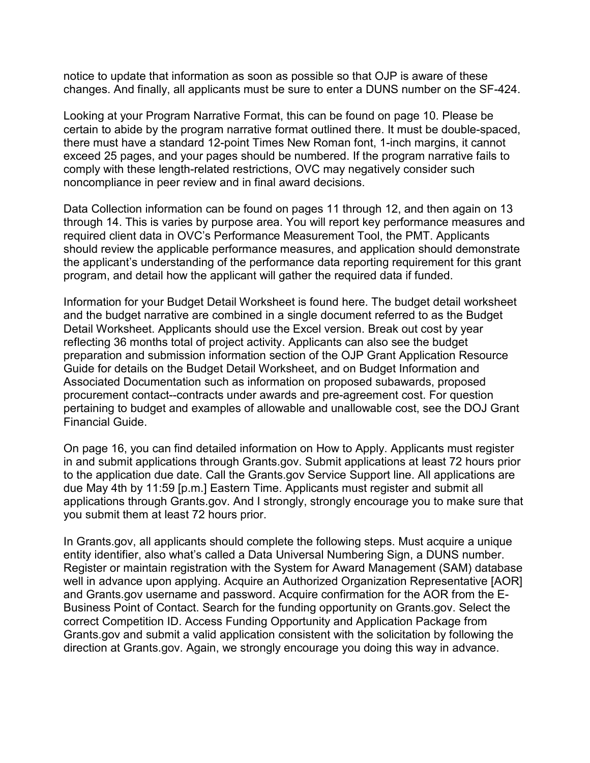notice to update that information as soon as possible so that OJP is aware of these changes. And finally, all applicants must be sure to enter a DUNS number on the SF-424.

Looking at your Program Narrative Format, this can be found on page 10. Please be certain to abide by the program narrative format outlined there. It must be double-spaced, there must have a standard 12-point Times New Roman font, 1-inch margins, it cannot exceed 25 pages, and your pages should be numbered. If the program narrative fails to comply with these length-related restrictions, OVC may negatively consider such noncompliance in peer review and in final award decisions.

Data Collection information can be found on pages 11 through 12, and then again on 13 through 14. This is varies by purpose area. You will report key performance measures and required client data in OVC's Performance Measurement Tool, the PMT. Applicants should review the applicable performance measures, and application should demonstrate the applicant's understanding of the performance data reporting requirement for this grant program, and detail how the applicant will gather the required data if funded.

Information for your Budget Detail Worksheet is found here. The budget detail worksheet and the budget narrative are combined in a single document referred to as the Budget Detail Worksheet. Applicants should use the Excel version. Break out cost by year reflecting 36 months total of project activity. Applicants can also see the budget preparation and submission information section of the OJP Grant Application Resource Guide for details on the Budget Detail Worksheet, and on Budget Information and Associated Documentation such as information on proposed subawards, proposed procurement contact--contracts under awards and pre-agreement cost. For question pertaining to budget and examples of allowable and unallowable cost, see the DOJ Grant Financial Guide.

On page 16, you can find detailed information on How to Apply. Applicants must register in and submit applications through Grants.gov. Submit applications at least 72 hours prior to the application due date. Call the Grants.gov Service Support line. All applications are due May 4th by 11:59 [p.m.] Eastern Time. Applicants must register and submit all applications through Grants.gov. And I strongly, strongly encourage you to make sure that you submit them at least 72 hours prior.

In Grants.gov, all applicants should complete the following steps. Must acquire a unique entity identifier, also what's called a Data Universal Numbering Sign, a DUNS number. Register or maintain registration with the System for Award Management (SAM) database well in advance upon applying. Acquire an Authorized Organization Representative [AOR] and Grants.gov username and password. Acquire confirmation for the AOR from the E-Business Point of Contact. Search for the funding opportunity on Grants.gov. Select the correct Competition ID. Access Funding Opportunity and Application Package from Grants.gov and submit a valid application consistent with the solicitation by following the direction at Grants.gov. Again, we strongly encourage you doing this way in advance.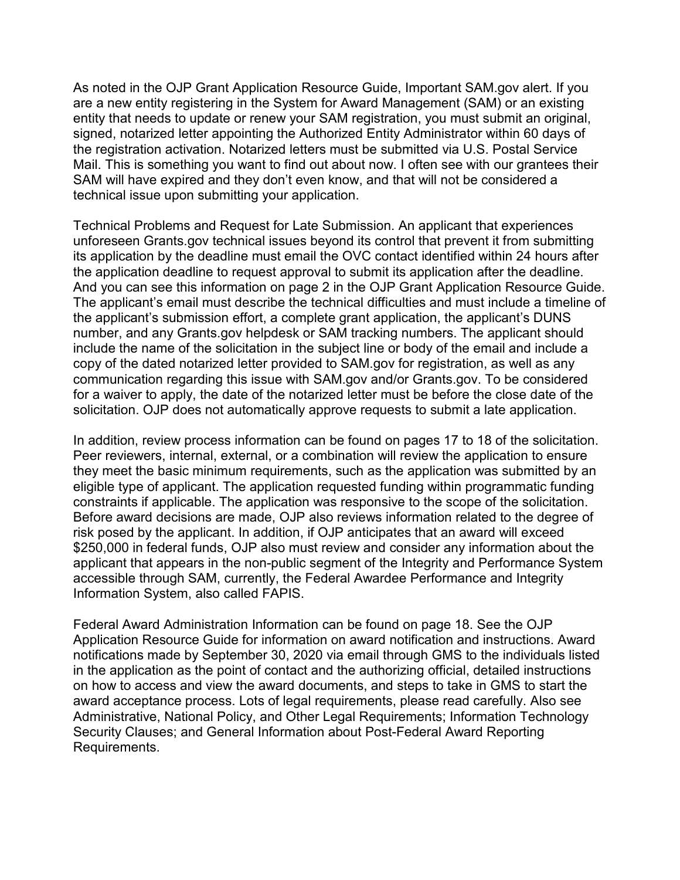As noted in the OJP Grant Application Resource Guide, Important SAM.gov alert. If you are a new entity registering in the System for Award Management (SAM) or an existing entity that needs to update or renew your SAM registration, you must submit an original, signed, notarized letter appointing the Authorized Entity Administrator within 60 days of the registration activation. Notarized letters must be submitted via U.S. Postal Service Mail. This is something you want to find out about now. I often see with our grantees their SAM will have expired and they don't even know, and that will not be considered a technical issue upon submitting your application.

Technical Problems and Request for Late Submission. An applicant that experiences unforeseen Grants.gov technical issues beyond its control that prevent it from submitting its application by the deadline must email the OVC contact identified within 24 hours after the application deadline to request approval to submit its application after the deadline. And you can see this information on page 2 in the OJP Grant Application Resource Guide. The applicant's email must describe the technical difficulties and must include a timeline of the applicant's submission effort, a complete grant application, the applicant's DUNS number, and any Grants.gov helpdesk or SAM tracking numbers. The applicant should include the name of the solicitation in the subject line or body of the email and include a copy of the dated notarized letter provided to SAM.gov for registration, as well as any communication regarding this issue with SAM.gov and/or Grants.gov. To be considered for a waiver to apply, the date of the notarized letter must be before the close date of the solicitation. OJP does not automatically approve requests to submit a late application.

In addition, review process information can be found on pages 17 to 18 of the solicitation. Peer reviewers, internal, external, or a combination will review the application to ensure they meet the basic minimum requirements, such as the application was submitted by an eligible type of applicant. The application requested funding within programmatic funding constraints if applicable. The application was responsive to the scope of the solicitation. Before award decisions are made, OJP also reviews information related to the degree of risk posed by the applicant. In addition, if OJP anticipates that an award will exceed $250,000 in federal funds, OJP also must review and consider any information about the applicant that appears in the non-public segment of the Integrity and Performance System accessible through SAM, currently, the Federal Awardee Performance and Integrity Information System, also called FAPIS.

Federal Award Administration Information can be found on page 18. See the OJP Application Resource Guide for information on award notification and instructions. Award notifications made by September 30, 2020 via email through GMS to the individuals listed in the application as the point of contact and the authorizing official, detailed instructions on how to access and view the award documents, and steps to take in GMS to start the award acceptance process. Lots of legal requirements, please read carefully. Also see Administrative, National Policy, and Other Legal Requirements; Information Technology Security Clauses; and General Information about Post-Federal Award Reporting Requirements.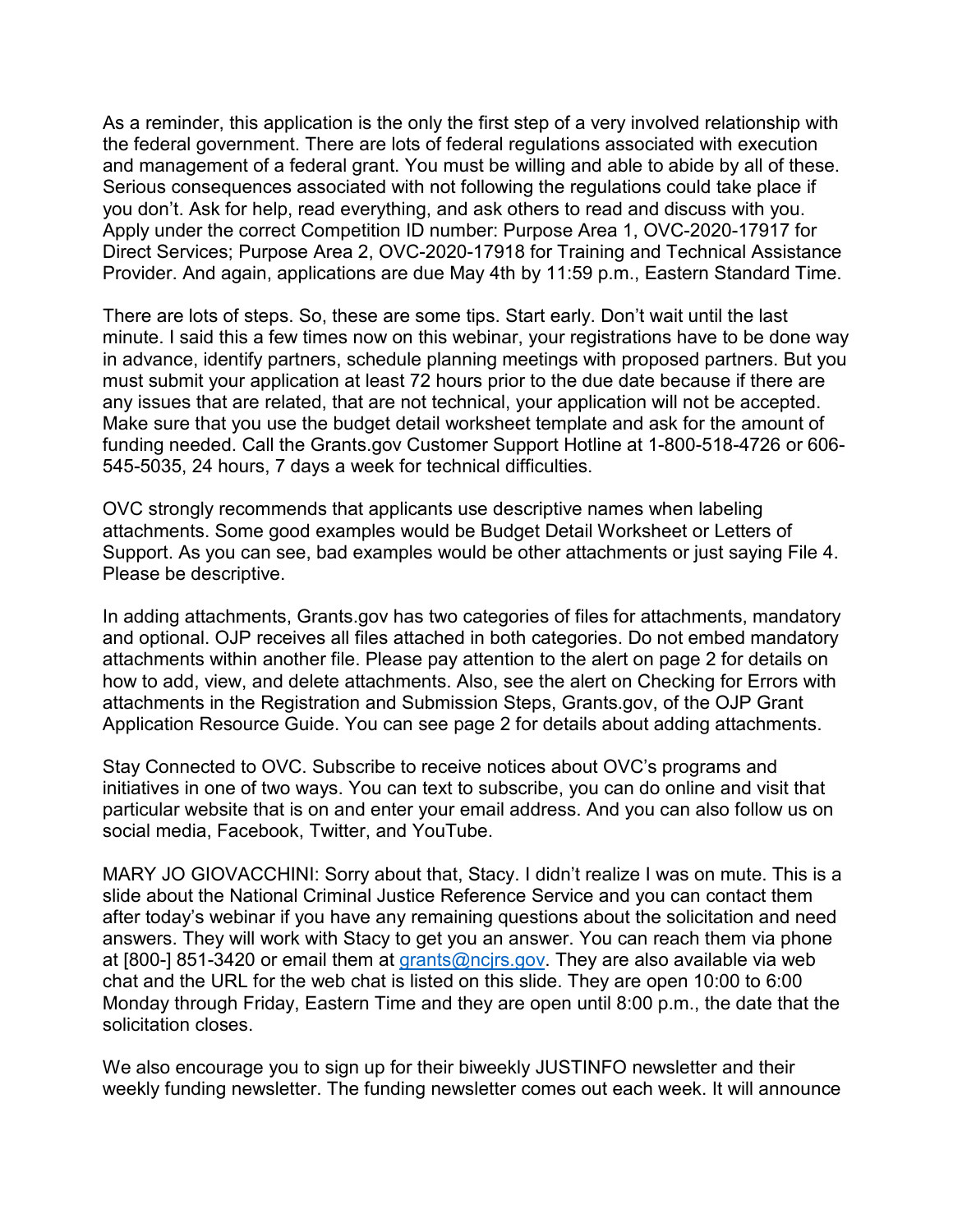As a reminder, this application is the only the first step of a very involved relationship with the federal government. There are lots of federal regulations associated with execution and management of a federal grant. You must be willing and able to abide by all of these. Serious consequences associated with not following the regulations could take place if you don't. Ask for help, read everything, and ask others to read and discuss with you. Apply under the correct Competition ID number: Purpose Area 1, OVC-2020-17917 for Direct Services; Purpose Area 2, OVC-2020-17918 for Training and Technical Assistance Provider. And again, applications are due May 4th by 11:59 p.m., Eastern Standard Time.

There are lots of steps. So, these are some tips. Start early. Don't wait until the last minute. I said this a few times now on this webinar, your registrations have to be done way in advance, identify partners, schedule planning meetings with proposed partners. But you must submit your application at least 72 hours prior to the due date because if there are any issues that are related, that are not technical, your application will not be accepted. Make sure that you use the budget detail worksheet template and ask for the amount of funding needed. Call the Grants.gov Customer Support Hotline at 1-800-518-4726 or 606-545-5035, 24 hours, 7 days a week for technical difficulties.

OVC strongly recommends that applicants use descriptive names when labeling attachments. Some good examples would be Budget Detail Worksheet or Letters of Support. As you can see, bad examples would be other attachments or just saying File 4. Please be descriptive.

In adding attachments, Grants.gov has two categories of files for attachments, mandatory and optional. OJP receives all files attached in both categories. Do not embed mandatory attachments within another file. Please pay attention to the alert on page 2 for details on how to add, view, and delete attachments. Also, see the alert on Checking for Errors with attachments in the Registration and Submission Steps, Grants.gov, of the OJP Grant Application Resource Guide. You can see page 2 for details about adding attachments.

Stay Connected to OVC. Subscribe to receive notices about OVC's programs and initiatives in one of two ways. You can text to subscribe, you can do online and visit that particular website that is on and enter your email address. And you can also follow us on social media, Facebook, Twitter, and YouTube.

MARY JO GIOVACCHINI: Sorry about that, Stacy. I didn't realize I was on mute. This is a slide about the National Criminal Justice Reference Service and you can contact them after today's webinar if you have any remaining questions about the solicitation and need answers. They will work with Stacy to get you an answer. You can reach them via phone at [800-] 851-3420 or email them at grants@ncjrs.gov. They are also available via web chat and the URL for the web chat is listed on this slide. They are open 10:00 to 6:00 Monday through Friday, Eastern Time and they are open until 8:00 p.m., the date that the solicitation closes.

We also encourage you to sign up for their biweekly JUSTINFO newsletter and their weekly funding newsletter. The funding newsletter comes out each week. It will announce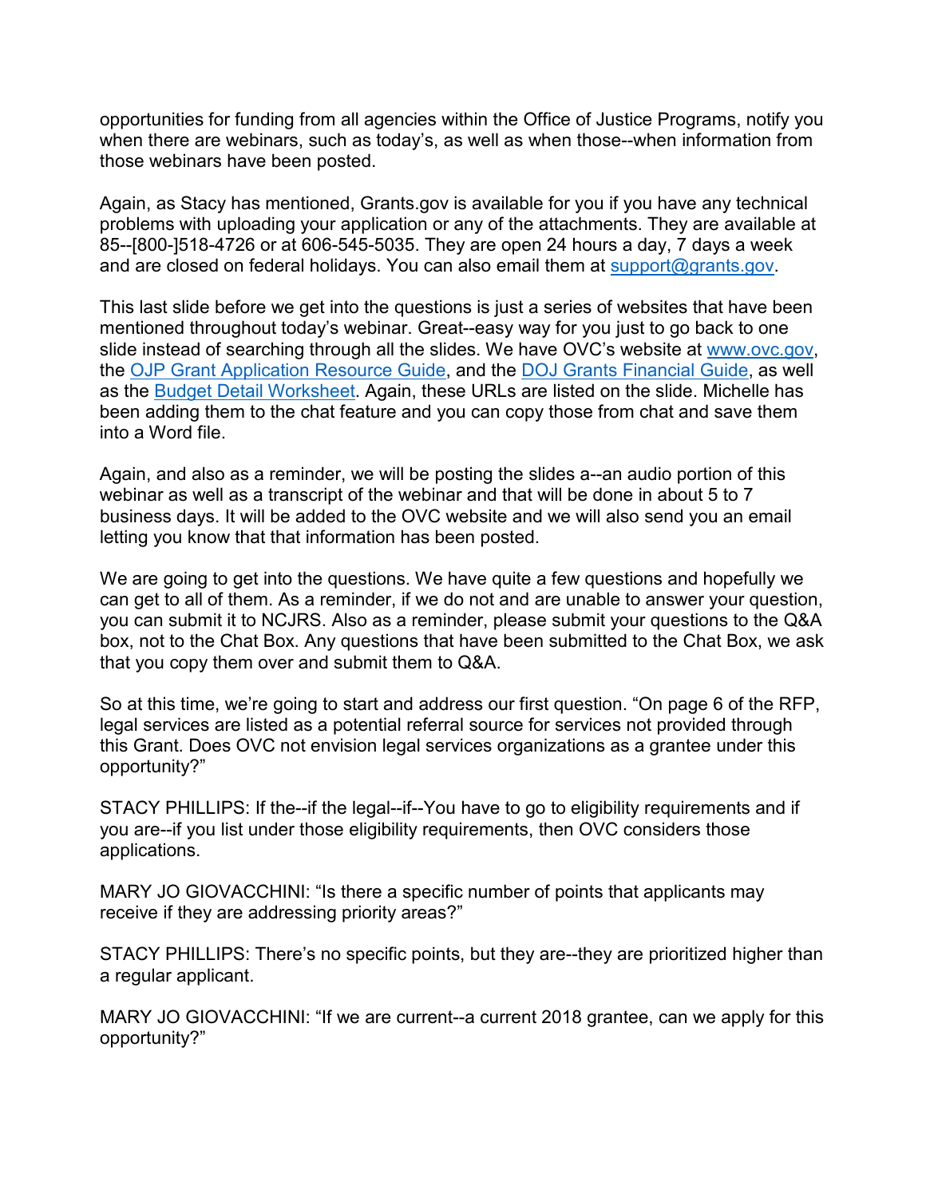opportunities for funding from all agencies within the Office of Justice Programs, notify you when there are webinars, such as today's, as well as when those--when information from those webinars have been posted.

Again, as Stacy has mentioned, Grants.gov is available for you if you have any technical problems with uploading your application or any of the attachments. They are available at 85--[800-]518-4726 or at 606-545-5035. They are open 24 hours a day, 7 days a week and are closed on federal holidays. You can also email them at support@grants.gov.

This last slide before we get into the questions is just a series of websites that have been mentioned throughout today's webinar. Great--easy way for you just to go back to one slide instead of searching through all the slides. We have OVC's website at www.ovc.gov, the OJP Grant Application Resource Guide, and the DOJ Grants Financial Guide, as well as the Budget Detail Worksheet. Again, these URLs are listed on the slide. Michelle has been adding them to the chat feature and you can copy those from chat and save them into a Word file.

Again, and also as a reminder, we will be posting the slides a--an audio portion of this webinar as well as a transcript of the webinar and that will be done in about 5 to 7 business days. It will be added to the OVC website and we will also send you an email letting you know that that information has been posted.

We are going to get into the questions. We have quite a few questions and hopefully we can get to all of them. As a reminder, if we do not and are unable to answer your question, you can submit it to NCJRS. Also as a reminder, please submit your questions to the Q&A box, not to the Chat Box. Any questions that have been submitted to the Chat Box, we ask that you copy them over and submit them to Q&A.

So at this time, we're going to start and address our first question. "On page 6 of the RFP, legal services are listed as a potential referral source for services not provided through this Grant. Does OVC not envision legal services organizations as a grantee under this opportunity?"

STACY PHILLIPS: If the--if the legal--if--You have to go to eligibility requirements and if you are--if you list under those eligibility requirements, then OVC considers those applications.

MARY JO GIOVACCHINI: "Is there a specific number of points that applicants may receive if they are addressing priority areas?"

STACY PHILLIPS: There's no specific points, but they are--they are prioritized higher than a regular applicant.

MARY JO GIOVACCHINI: "If we are current--a current 2018 grantee, can we apply for this opportunity?"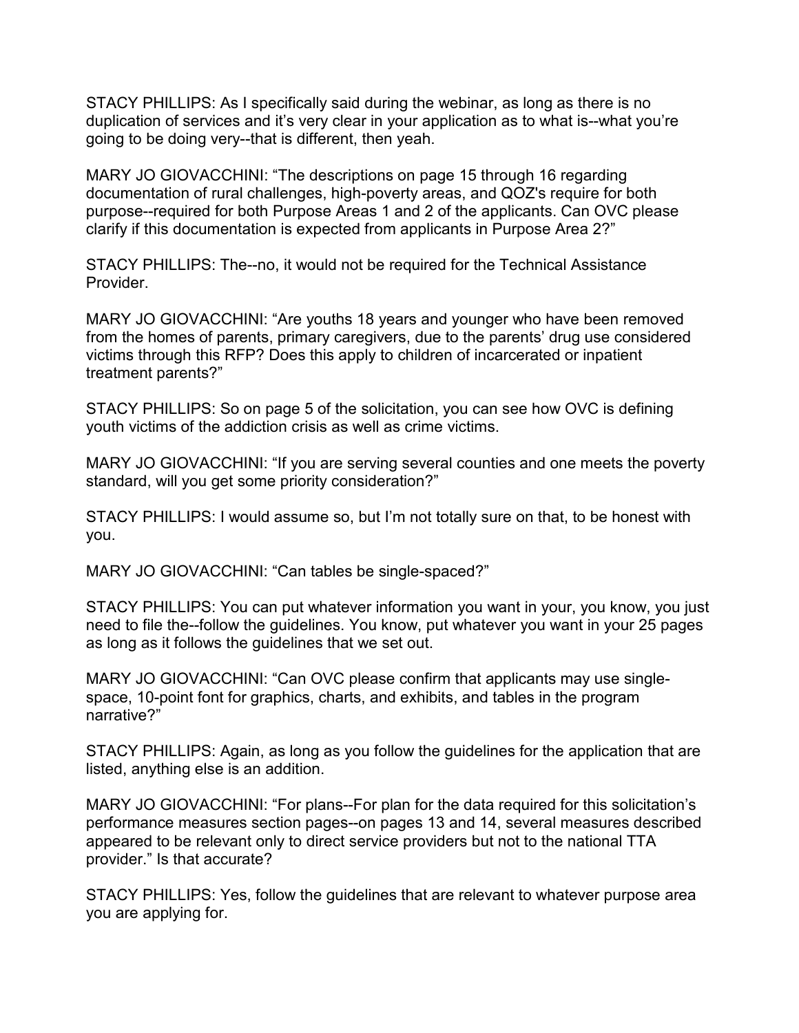STACY PHILLIPS: As I specifically said during the webinar, as long as there is no duplication of services and it's very clear in your application as to what is--what you're going to be doing very--that is different, then yeah.

MARY JO GIOVACCHINI: "The descriptions on page 15 through 16 regarding documentation of rural challenges, high-poverty areas, and QOZ's require for both purpose--required for both Purpose Areas 1 and 2 of the applicants. Can OVC please clarify if this documentation is expected from applicants in Purpose Area 2?"

STACY PHILLIPS: The--no, it would not be required for the Technical Assistance Provider.

MARY JO GIOVACCHINI: "Are youths 18 years and younger who have been removed from the homes of parents, primary caregivers, due to the parents' drug use considered victims through this RFP? Does this apply to children of incarcerated or inpatient treatment parents?"

STACY PHILLIPS: So on page 5 of the solicitation, you can see how OVC is defining youth victims of the addiction crisis as well as crime victims.

MARY JO GIOVACCHINI: "If you are serving several counties and one meets the poverty standard, will you get some priority consideration?"

STACY PHILLIPS: I would assume so, but I'm not totally sure on that, to be honest with you.

MARY JO GIOVACCHINI: "Can tables be single-spaced?"

STACY PHILLIPS: You can put whatever information you want in your, you know, you just need to file the--follow the guidelines. You know, put whatever you want in your 25 pages as long as it follows the guidelines that we set out.

MARY JO GIOVACCHINI: "Can OVC please confirm that applicants may use single-space, 10-point font for graphics, charts, and exhibits, and tables in the program narrative?"

STACY PHILLIPS: Again, as long as you follow the guidelines for the application that are listed, anything else is an addition.

MARY JO GIOVACCHINI: "For plans--For plan for the data required for this solicitation's performance measures section pages--on pages 13 and 14, several measures described appeared to be relevant only to direct service providers but not to the national TTA provider." Is that accurate?

STACY PHILLIPS: Yes, follow the guidelines that are relevant to whatever purpose area you are applying for.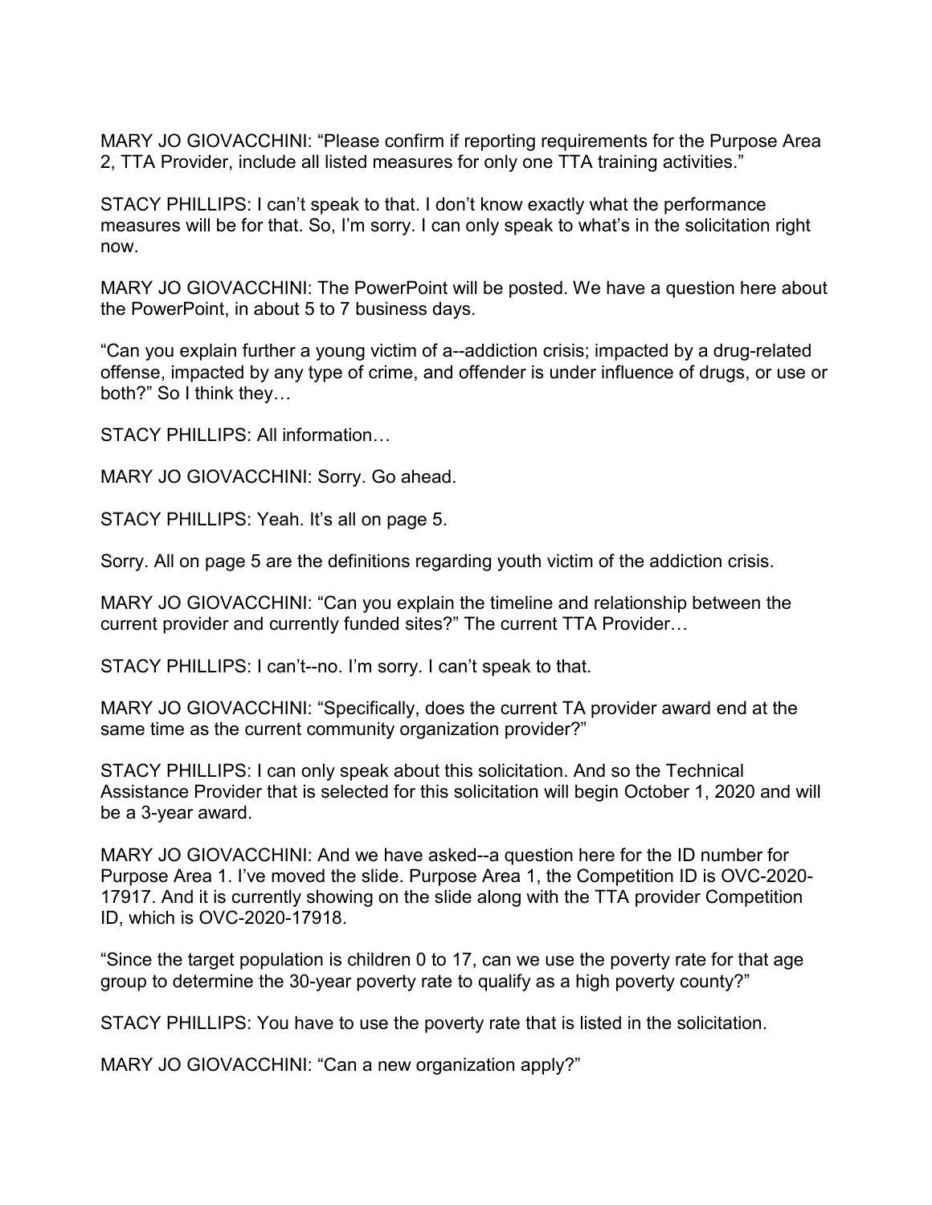MARY JO GIOVACCHINI: “Please confirm if reporting requirements for the Purpose Area 2, TTA Provider, include all listed measures for only one TTA training activities.”

STACY PHILLIPS: I can’t speak to that. I don’t know exactly what the performance measures will be for that. So, I’m sorry. I can only speak to what’s in the solicitation right now.

MARY JO GIOVACCHINI: The PowerPoint will be posted. We have a question here about the PowerPoint, in about 5 to 7 business days.

“Can you explain further a young victim of a--addiction crisis; impacted by a drug-related offense, impacted by any type of crime, and offender is under influence of drugs, or use or both?” So I think they…

STACY PHILLIPS: All information…

MARY JO GIOVACCHINI: Sorry. Go ahead.

STACY PHILLIPS: Yeah. It’s all on page 5.

Sorry. All on page 5 are the definitions regarding youth victim of the addiction crisis.

MARY JO GIOVACCHINI: “Can you explain the timeline and relationship between the current provider and currently funded sites?” The current TTA Provider…

STACY PHILLIPS: I can’t--no. I’m sorry. I can’t speak to that.

MARY JO GIOVACCHINI: “Specifically, does the current TA provider award end at the same time as the current community organization provider?”

STACY PHILLIPS: I can only speak about this solicitation. And so the Technical Assistance Provider that is selected for this solicitation will begin October 1, 2020 and will be a 3-year award.

MARY JO GIOVACCHINI: And we have asked--a question here for the ID number for Purpose Area 1. I’ve moved the slide. Purpose Area 1, the Competition ID is OVC-2020-17917. And it is currently showing on the slide along with the TTA provider Competition ID, which is OVC-2020-17918.

“Since the target population is children 0 to 17, can we use the poverty rate for that age group to determine the 30-year poverty rate to qualify as a high poverty county?”

STACY PHILLIPS: You have to use the poverty rate that is listed in the solicitation.

MARY JO GIOVACCHINI: “Can a new organization apply?”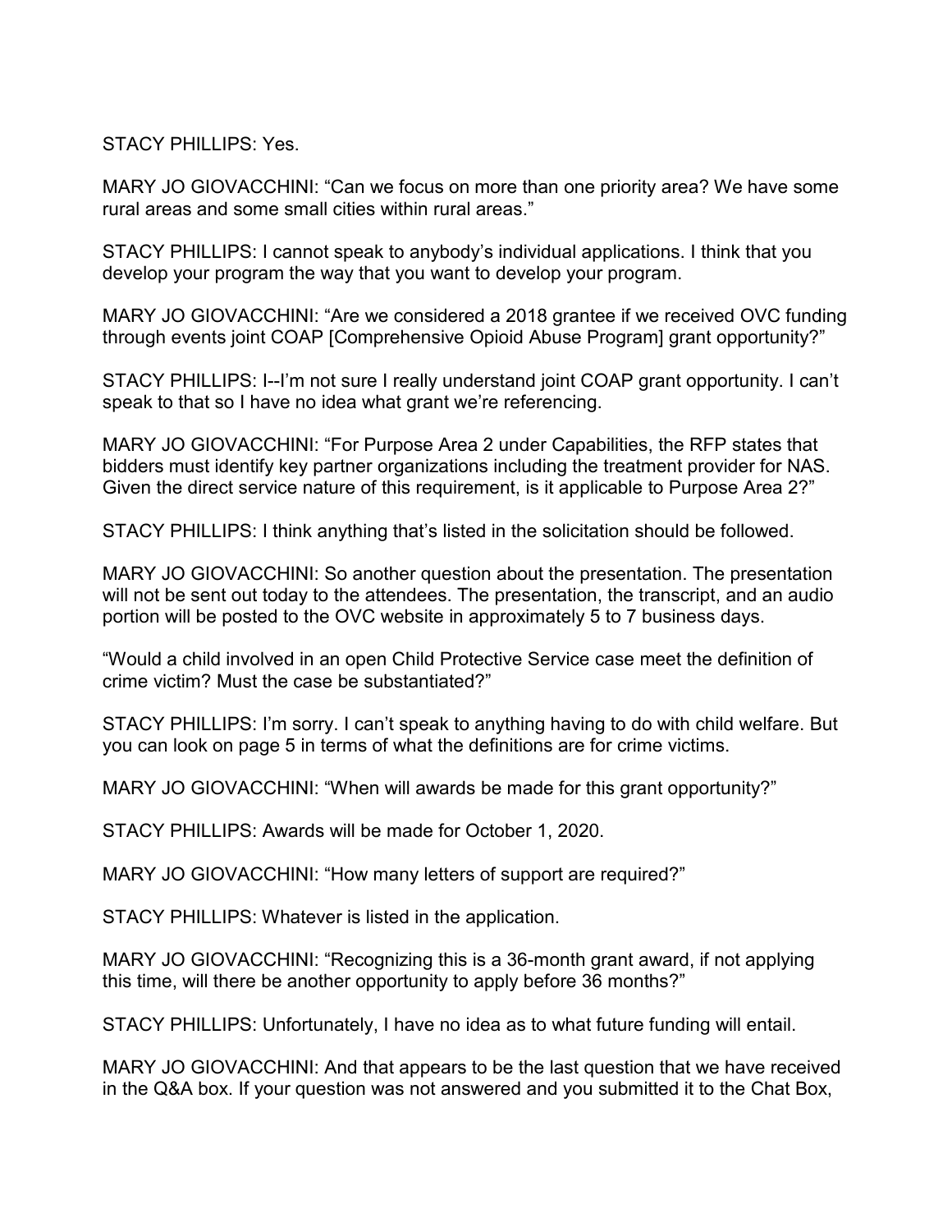STACY PHILLIPS: Yes.

MARY JO GIOVACCHINI: “Can we focus on more than one priority area? We have some rural areas and some small cities within rural areas.”

STACY PHILLIPS: I cannot speak to anybody’s individual applications. I think that you develop your program the way that you want to develop your program.

MARY JO GIOVACCHINI: “Are we considered a 2018 grantee if we received OVC funding through events joint COAP [Comprehensive Opioid Abuse Program] grant opportunity?”

STACY PHILLIPS: I--I’m not sure I really understand joint COAP grant opportunity. I can’t speak to that so I have no idea what grant we’re referencing.

MARY JO GIOVACCHINI: “For Purpose Area 2 under Capabilities, the RFP states that bidders must identify key partner organizations including the treatment provider for NAS. Given the direct service nature of this requirement, is it applicable to Purpose Area 2?”

STACY PHILLIPS: I think anything that’s listed in the solicitation should be followed.

MARY JO GIOVACCHINI: So another question about the presentation. The presentation will not be sent out today to the attendees. The presentation, the transcript, and an audio portion will be posted to the OVC website in approximately 5 to 7 business days.

“Would a child involved in an open Child Protective Service case meet the definition of crime victim? Must the case be substantiated?”

STACY PHILLIPS: I’m sorry. I can’t speak to anything having to do with child welfare. But you can look on page 5 in terms of what the definitions are for crime victims.

MARY JO GIOVACCHINI: “When will awards be made for this grant opportunity?”

STACY PHILLIPS: Awards will be made for October 1, 2020.

MARY JO GIOVACCHINI: “How many letters of support are required?”

STACY PHILLIPS: Whatever is listed in the application.

MARY JO GIOVACCHINI: “Recognizing this is a 36-month grant award, if not applying this time, will there be another opportunity to apply before 36 months?”

STACY PHILLIPS: Unfortunately, I have no idea as to what future funding will entail.

MARY JO GIOVACCHINI: And that appears to be the last question that we have received in the Q&A box. If your question was not answered and you submitted it to the Chat Box,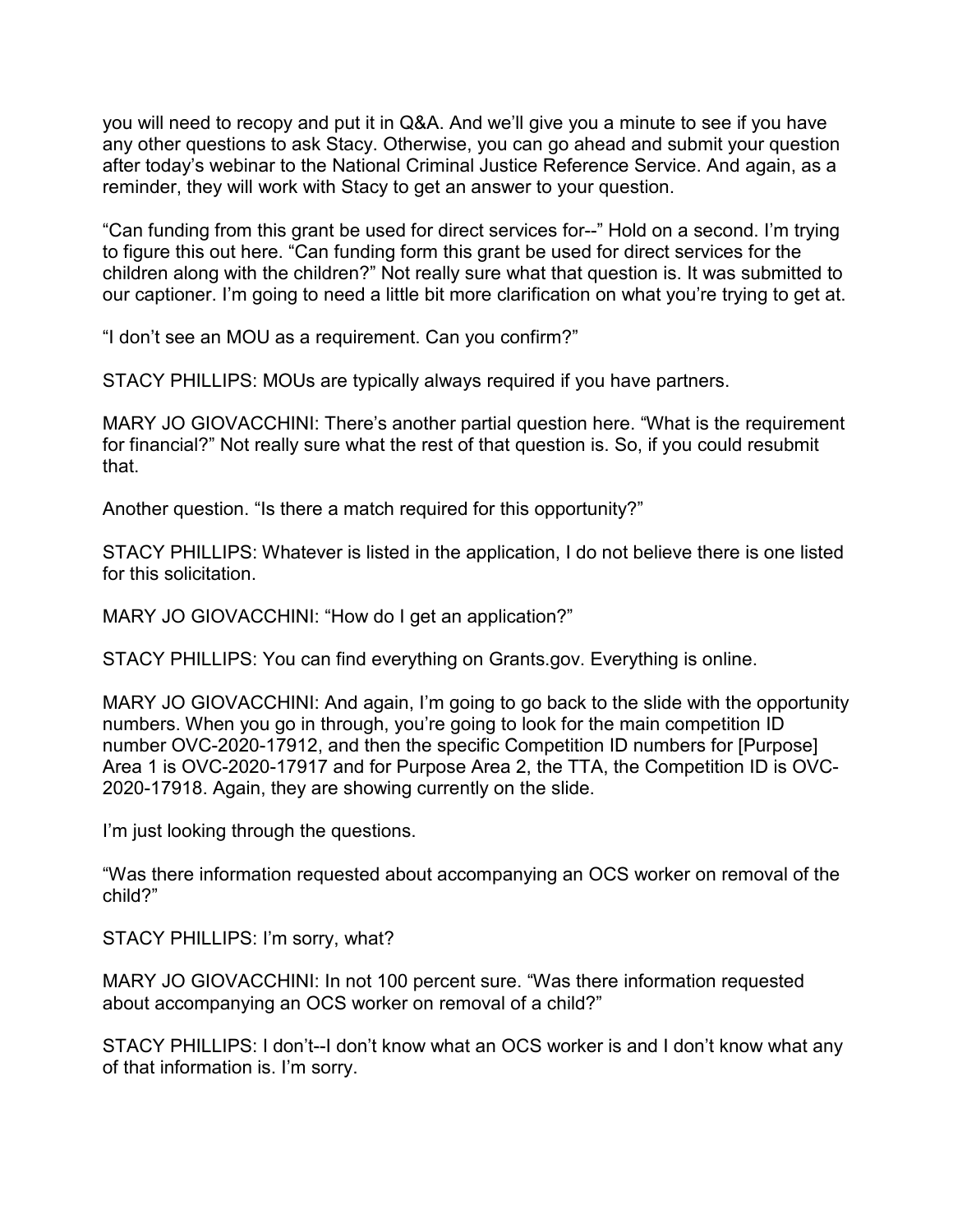you will need to recopy and put it in Q&A. And we'll give you a minute to see if you have any other questions to ask Stacy. Otherwise, you can go ahead and submit your question after today's webinar to the National Criminal Justice Reference Service. And again, as a reminder, they will work with Stacy to get an answer to your question.

"Can funding from this grant be used for direct services for--" Hold on a second. I'm trying to figure this out here. "Can funding form this grant be used for direct services for the children along with the children?" Not really sure what that question is. It was submitted to our captioner. I'm going to need a little bit more clarification on what you're trying to get at.

"I don't see an MOU as a requirement. Can you confirm?"

STACY PHILLIPS: MOUs are typically always required if you have partners.

MARY JO GIOVACCHINI: There's another partial question here. "What is the requirement for financial?" Not really sure what the rest of that question is. So, if you could resubmit that.

Another question. "Is there a match required for this opportunity?"

STACY PHILLIPS: Whatever is listed in the application, I do not believe there is one listed for this solicitation.

MARY JO GIOVACCHINI: "How do I get an application?"

STACY PHILLIPS: You can find everything on Grants.gov. Everything is online.

MARY JO GIOVACCHINI: And again, I'm going to go back to the slide with the opportunity numbers. When you go in through, you're going to look for the main competition ID number OVC-2020-17912, and then the specific Competition ID numbers for [Purpose] Area 1 is OVC-2020-17917 and for Purpose Area 2, the TTA, the Competition ID is OVC-2020-17918. Again, they are showing currently on the slide.

I'm just looking through the questions.

"Was there information requested about accompanying an OCS worker on removal of the child?"

STACY PHILLIPS: I'm sorry, what?

MARY JO GIOVACCHINI: In not 100 percent sure. "Was there information requested about accompanying an OCS worker on removal of a child?"

STACY PHILLIPS: I don't--I don't know what an OCS worker is and I don't know what any of that information is. I'm sorry.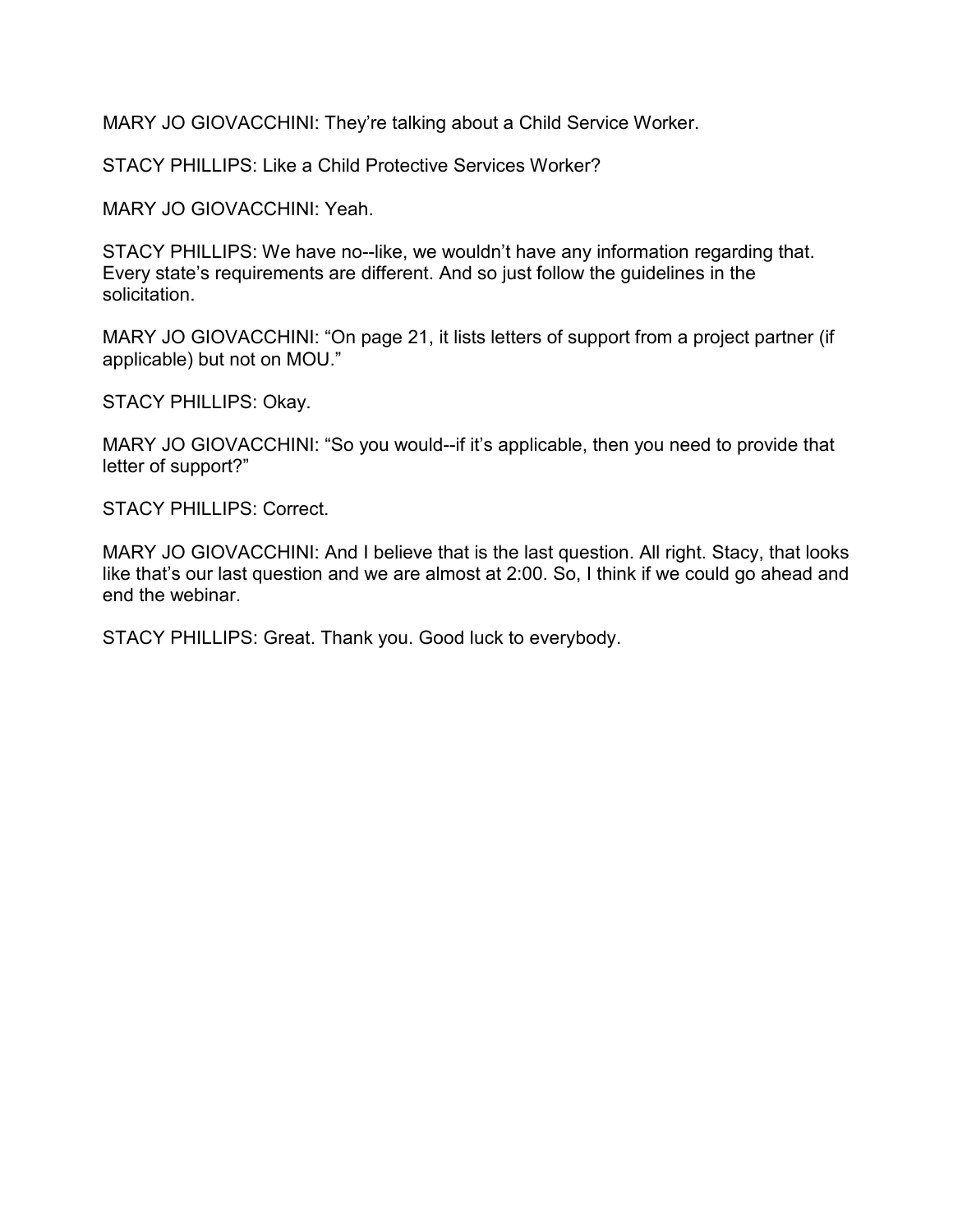MARY JO GIOVACCHINI: They're talking about a Child Service Worker.

STACY PHILLIPS: Like a Child Protective Services Worker?

MARY JO GIOVACCHINI: Yeah.

STACY PHILLIPS: We have no--like, we wouldn't have any information regarding that. Every state's requirements are different. And so just follow the guidelines in the solicitation.

MARY JO GIOVACCHINI: "On page 21, it lists letters of support from a project partner (if applicable) but not on MOU."

STACY PHILLIPS: Okay.

MARY JO GIOVACCHINI: "So you would--if it's applicable, then you need to provide that letter of support?"

STACY PHILLIPS: Correct.

MARY JO GIOVACCHINI: And I believe that is the last question. All right. Stacy, that looks like that's our last question and we are almost at 2:00. So, I think if we could go ahead and end the webinar.

STACY PHILLIPS: Great. Thank you. Good luck to everybody.